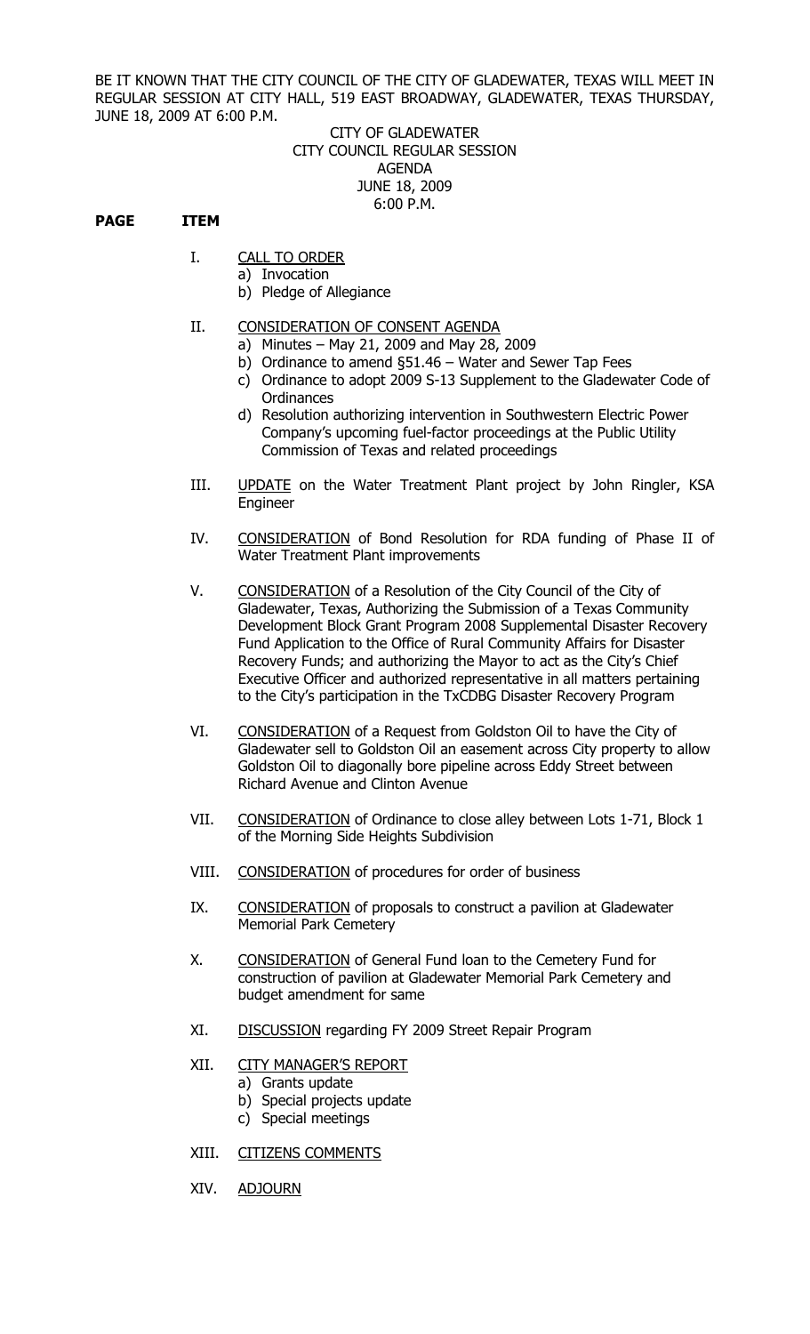BE IT KNOWN THAT THE CITY COUNCIL OF THE CITY OF GLADEWATER, TEXAS WILL MEET IN REGULAR SESSION AT CITY HALL, 519 EAST BROADWAY, GLADEWATER, TEXAS THURSDAY, JUNE 18, 2009 AT 6:00 P.M.

CITY OF GLADEWATER
CITY COUNCIL REGULAR SESSION
AGENDA
JUNE 18, 2009
6:00 P.M.

**PAGE ITEM**

I. CALL TO ORDER
   a) Invocation
   b) Pledge of Allegiance

II. CONSIDERATION OF CONSENT AGENDA
   a) Minutes – May 21, 2009 and May 28, 2009
   b) Ordinance to amend §51.46 – Water and Sewer Tap Fees
   c) Ordinance to adopt 2009 S-13 Supplement to the Gladewater Code of Ordinances
   d) Resolution authorizing intervention in Southwestern Electric Power Company's upcoming fuel-factor proceedings at the Public Utility Commission of Texas and related proceedings

III. UPDATE on the Water Treatment Plant project by John Ringler, KSA Engineer

IV. CONSIDERATION of Bond Resolution for RDA funding of Phase II of Water Treatment Plant improvements

V. CONSIDERATION of a Resolution of the City Council of the City of Gladewater, Texas, Authorizing the Submission of a Texas Community Development Block Grant Program 2008 Supplemental Disaster Recovery Fund Application to the Office of Rural Community Affairs for Disaster Recovery Funds; and authorizing the Mayor to act as the City's Chief Executive Officer and authorized representative in all matters pertaining to the City's participation in the TxCDBG Disaster Recovery Program

VI. CONSIDERATION of a Request from Goldston Oil to have the City of Gladewater sell to Goldston Oil an easement across City property to allow Goldston Oil to diagonally bore pipeline across Eddy Street between Richard Avenue and Clinton Avenue

VII. CONSIDERATION of Ordinance to close alley between Lots 1-71, Block 1 of the Morning Side Heights Subdivision

VIII. CONSIDERATION of procedures for order of business

IX. CONSIDERATION of proposals to construct a pavilion at Gladewater Memorial Park Cemetery

X. CONSIDERATION of General Fund loan to the Cemetery Fund for construction of pavilion at Gladewater Memorial Park Cemetery and budget amendment for same

XI. DISCUSSION regarding FY 2009 Street Repair Program

XII. CITY MANAGER'S REPORT
   a) Grants update
   b) Special projects update
   c) Special meetings

XIII. CITIZENS COMMENTS

XIV. ADJOURN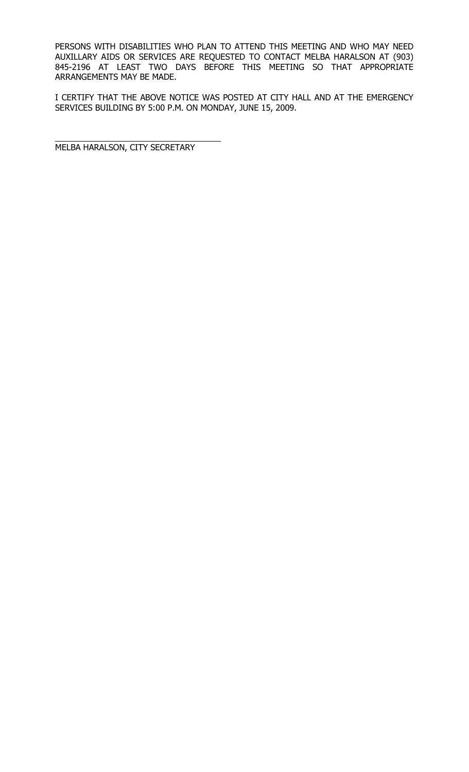PERSONS WITH DISABILITIES WHO PLAN TO ATTEND THIS MEETING AND WHO MAY NEED AUXILLARY AIDS OR SERVICES ARE REQUESTED TO CONTACT MELBA HARALSON AT (903) 845-2196 AT LEAST TWO DAYS BEFORE THIS MEETING SO THAT APPROPRIATE ARRANGEMENTS MAY BE MADE.

I CERTIFY THAT THE ABOVE NOTICE WAS POSTED AT CITY HALL AND AT THE EMERGENCY SERVICES BUILDING BY 5:00 P.M. ON MONDAY, JUNE 15, 2009.

MELBA HARALSON, CITY SECRETARY